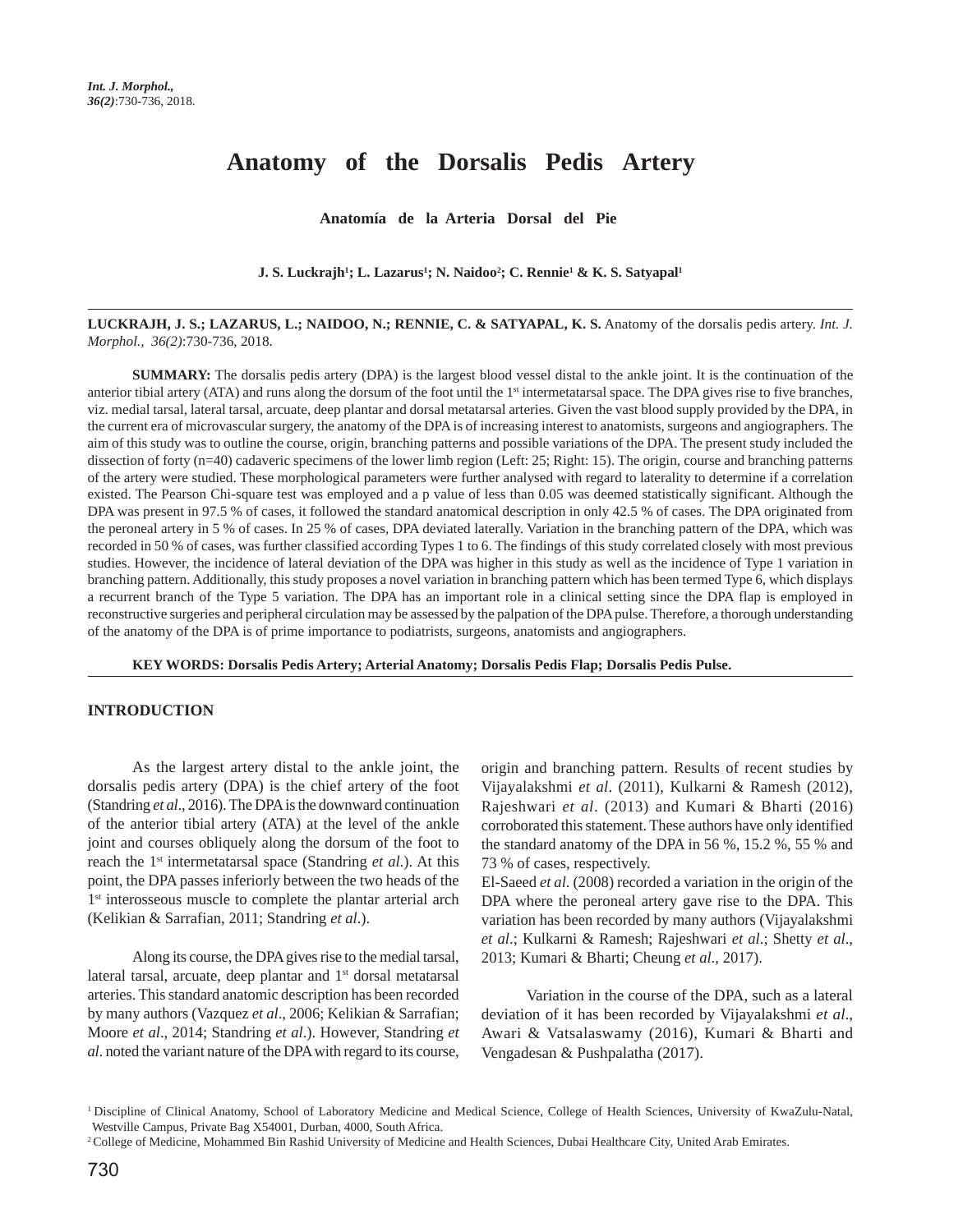# Anatomy of the Dorsalis Pedis Artery

## Anatomía de la Arteria Dorsal del Pie

**J. S. Luckrajh[1]; L. Lazarus[1]; N. Naidoo[2]; C. Rennie[1] & K. S. Satyapal[1]**

**LUCKRAJH, J. S.; LAZARUS, L.; NAIDOO, N.; RENNIE, C. & SATYAPAL, K. S.** Anatomy of the dorsalis pedis artery. *Int. J. Morphol., 36(2)*:730-736, 2018.

**SUMMARY:** The dorsalis pedis artery (DPA) is the largest blood vessel distal to the ankle joint. It is the continuation of the anterior tibial artery (ATA) and runs along the dorsum of the foot until the 1st intermetatarsal space. The DPA gives rise to five branches, viz. medial tarsal, lateral tarsal, arcuate, deep plantar and dorsal metatarsal arteries. Given the vast blood supply provided by the DPA, in the current era of microvascular surgery, the anatomy of the DPA is of increasing interest to anatomists, surgeons and angiographers. The aim of this study was to outline the course, origin, branching patterns and possible variations of the DPA. The present study included the dissection of forty (n=40) cadaveric specimens of the lower limb region (Left: 25; Right: 15). The origin, course and branching patterns of the artery were studied. These morphological parameters were further analysed with regard to laterality to determine if a correlation existed. The Pearson Chi-square test was employed and a p value of less than 0.05 was deemed statistically significant. Although the DPA was present in 97.5 % of cases, it followed the standard anatomical description in only 42.5 % of cases. The DPA originated from the peroneal artery in 5 % of cases. In 25 % of cases, DPA deviated laterally. Variation in the branching pattern of the DPA, which was recorded in 50 % of cases, was further classified according Types 1 to 6. The findings of this study correlated closely with most previous studies. However, the incidence of lateral deviation of the DPA was higher in this study as well as the incidence of Type 1 variation in branching pattern. Additionally, this study proposes a novel variation in branching pattern which has been termed Type 6, which displays a recurrent branch of the Type 5 variation. The DPA has an important role in a clinical setting since the DPA flap is employed in reconstructive surgeries and peripheral circulation may be assessed by the palpation of the DPA pulse. Therefore, a thorough understanding of the anatomy of the DPA is of prime importance to podiatrists, surgeons, anatomists and angiographers.

**KEY WORDS: Dorsalis Pedis Artery; Arterial Anatomy; Dorsalis Pedis Flap; Dorsalis Pedis Pulse.**

## INTRODUCTION

As the largest artery distal to the ankle joint, the dorsalis pedis artery (DPA) is the chief artery of the foot (Standring *et al*., 2016). The DPA is the downward continuation of the anterior tibial artery (ATA) at the level of the ankle joint and courses obliquely along the dorsum of the foot to reach the 1st intermetatarsal space (Standring *et al.*). At this point, the DPA passes inferiorly between the two heads of the 1st interosseous muscle to complete the plantar arterial arch (Kelikian & Sarrafian, 2011; Standring *et al.*).

Along its course, the DPA gives rise to the medial tarsal, lateral tarsal, arcuate, deep plantar and 1st dorsal metatarsal arteries. This standard anatomic description has been recorded by many authors (Vazquez *et al*., 2006; Kelikian & Sarrafian; Moore *et al*., 2014; Standring *et al.*). However, Standring *et al*. noted the variant nature of the DPA with regard to its course, origin and branching pattern. Results of recent studies by Vijayalakshmi *et al*. (2011), Kulkarni & Ramesh (2012), Rajeshwari *et al*. (2013) and Kumari & Bharti (2016) corroborated this statement. These authors have only identified the standard anatomy of the DPA in 56 %, 15.2 %, 55 % and 73 % of cases, respectively.

El-Saeed *et al.* (2008) recorded a variation in the origin of the DPA where the peroneal artery gave rise to the DPA. This variation has been recorded by many authors (Vijayalakshmi *et al*.; Kulkarni & Ramesh; Rajeshwari *et al*.; Shetty *et al*., 2013; Kumari & Bharti; Cheung *et al*., 2017).

Variation in the course of the DPA, such as a lateral deviation of it has been recorded by Vijayalakshmi *et al*., Awari & Vatsalaswamy (2016), Kumari & Bharti and Vengadesan & Pushpalatha (2017).

[1] Discipline of Clinical Anatomy, School of Laboratory Medicine and Medical Science, College of Health Sciences, University of KwaZulu-Natal, Westville Campus, Private Bag X54001, Durban, 4000, South Africa.

[2] College of Medicine, Mohammed Bin Rashid University of Medicine and Health Sciences, Dubai Healthcare City, United Arab Emirates.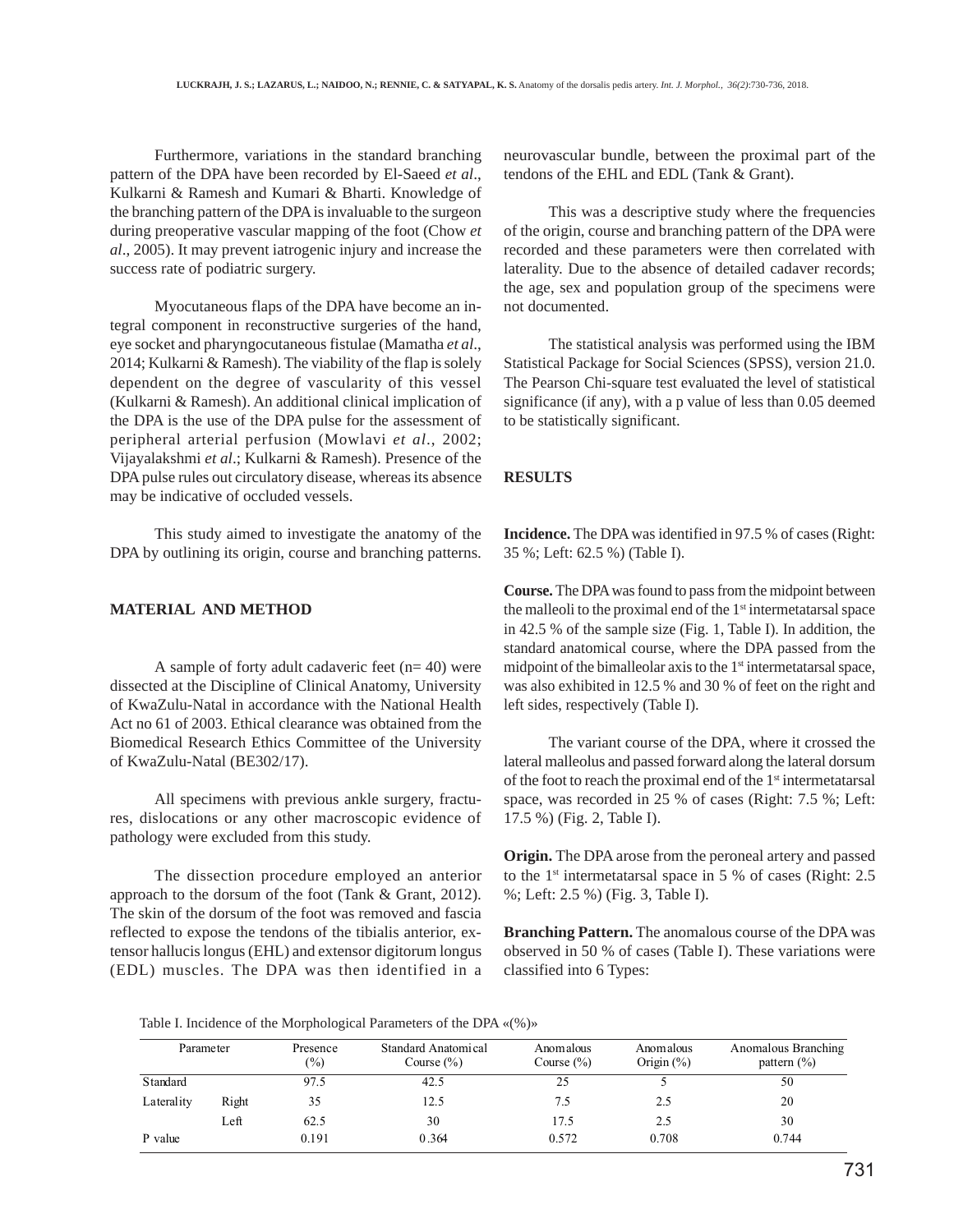Furthermore, variations in the standard branching pattern of the DPA have been recorded by El-Saeed *et al*., Kulkarni & Ramesh and Kumari & Bharti. Knowledge of the branching pattern of the DPA is invaluable to the surgeon during preoperative vascular mapping of the foot (Chow *et al*., 2005). It may prevent iatrogenic injury and increase the success rate of podiatric surgery.

Myocutaneous flaps of the DPA have become an integral component in reconstructive surgeries of the hand, eye socket and pharyngocutaneous fistulae (Mamatha *et al*., 2014; Kulkarni & Ramesh). The viability of the flap is solely dependent on the degree of vascularity of this vessel (Kulkarni & Ramesh). An additional clinical implication of the DPA is the use of the DPA pulse for the assessment of peripheral arterial perfusion (Mowlavi *et al*., 2002; Vijayalakshmi *et al*.; Kulkarni & Ramesh). Presence of the DPA pulse rules out circulatory disease, whereas its absence may be indicative of occluded vessels.

This study aimed to investigate the anatomy of the DPA by outlining its origin, course and branching patterns.

## MATERIAL AND METHOD

A sample of forty adult cadaveric feet (n= 40) were dissected at the Discipline of Clinical Anatomy, University of KwaZulu-Natal in accordance with the National Health Act no 61 of 2003. Ethical clearance was obtained from the Biomedical Research Ethics Committee of the University of KwaZulu-Natal (BE302/17).

All specimens with previous ankle surgery, fractures, dislocations or any other macroscopic evidence of pathology were excluded from this study.

The dissection procedure employed an anterior approach to the dorsum of the foot (Tank & Grant, 2012). The skin of the dorsum of the foot was removed and fascia reflected to expose the tendons of the tibialis anterior, extensor hallucis longus (EHL) and extensor digitorum longus (EDL) muscles. The DPA was then identified in a neurovascular bundle, between the proximal part of the tendons of the EHL and EDL (Tank & Grant).

This was a descriptive study where the frequencies of the origin, course and branching pattern of the DPA were recorded and these parameters were then correlated with laterality. Due to the absence of detailed cadaver records; the age, sex and population group of the specimens were not documented.

The statistical analysis was performed using the IBM Statistical Package for Social Sciences (SPSS), version 21.0. The Pearson Chi-square test evaluated the level of statistical significance (if any), with a p value of less than 0.05 deemed to be statistically significant.

## RESULTS

**Incidence.** The DPA was identified in 97.5 % of cases (Right: 35 %; Left: 62.5 %) (Table I).

**Course.** The DPA was found to pass from the midpoint between the malleoli to the proximal end of the 1st intermetatarsal space in 42.5 % of the sample size (Fig. 1, Table I). In addition, the standard anatomical course, where the DPA passed from the midpoint of the bimalleolar axis to the 1st intermetatarsal space, was also exhibited in 12.5 % and 30 % of feet on the right and left sides, respectively (Table I).

The variant course of the DPA, where it crossed the lateral malleolus and passed forward along the lateral dorsum of the foot to reach the proximal end of the 1st intermetatarsal space, was recorded in 25 % of cases (Right: 7.5 %; Left: 17.5 %) (Fig. 2, Table I).

**Origin.** The DPA arose from the peroneal artery and passed to the 1st intermetatarsal space in 5 % of cases (Right: 2.5 %; Left: 2.5 %) (Fig. 3, Table I).

**Branching Pattern.** The anomalous course of the DPA was observed in 50 % of cases (Table I). These variations were classified into 6 Types:

Table I. Incidence of the Morphological Parameters of the DPA «(%)»

| Parameter | | Presence (%) | Standard Anatomical Course (%) | Anomalous Course (%) | Anomalous Origin (%) | Anomalous Branching pattern (%) |
|---|---|---|---|---|---|---|
| Standard | | 97.5 | 42.5 | 25 | 5 | 50 |
| Laterality | Right | 35 | 12.5 | 7.5 | 2.5 | 20 |
| | Left | 62.5 | 30 | 17.5 | 2.5 | 30 |
| P value | | 0.191 | 0.364 | 0.572 | 0.708 | 0.744 |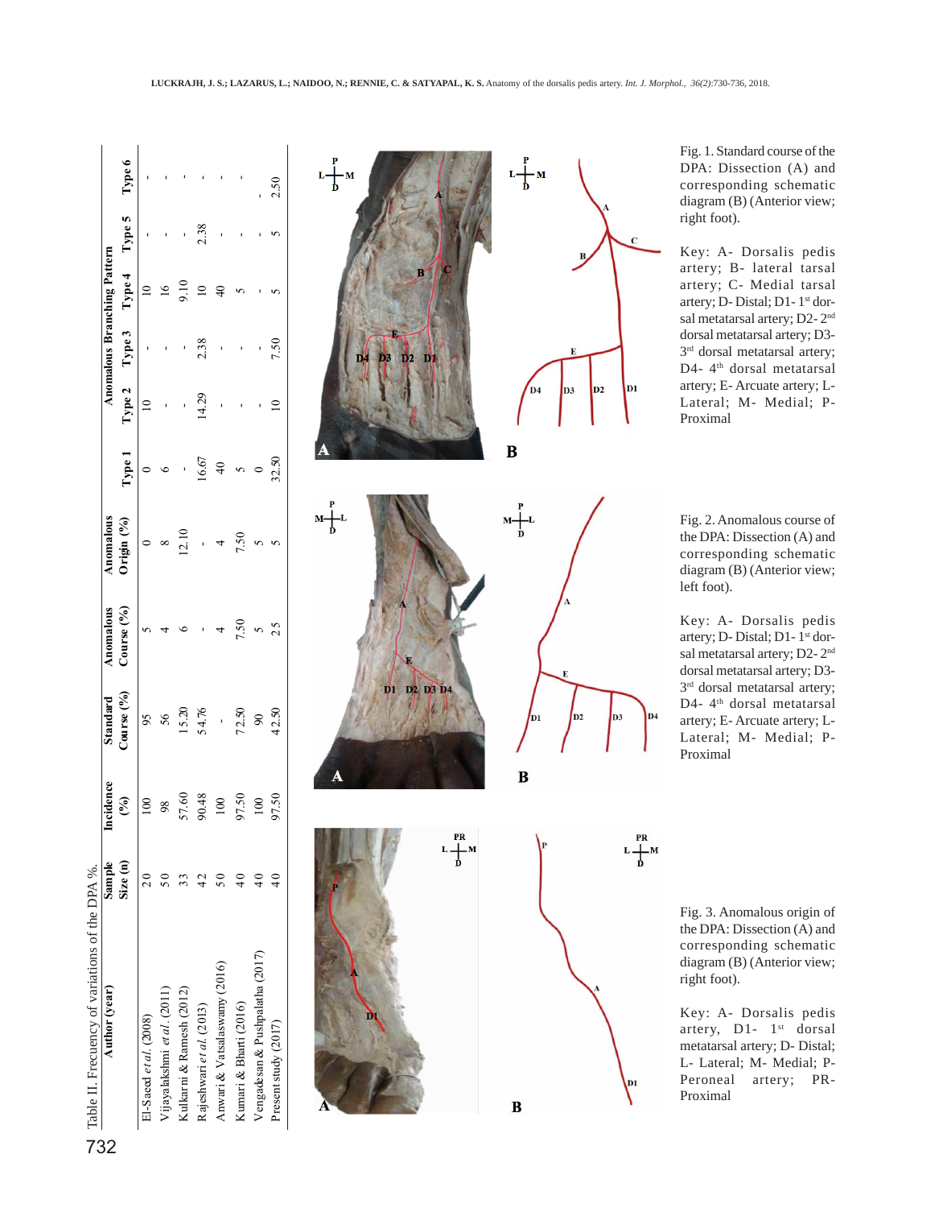Table II. Frecuency of variations of the DPA %.

| Author (year) | Sample Size (n) | Incidence (%) | Standard Course (%) | Anomalous Course (%) | Anomalous Origin (%) | Anomalous Branching Pattern | | | | | |
|---|---|---|---|---|---|---|---|---|---|---|---|
| | | | | | | Type 1 | Type 2 | Type 3 | Type 4 | Type 5 | Type 6 |
| El-Saeed *et al.* (2008) | 20 | 100 | 95 | 5 | 0 | 0 | 10 | - | 10 | - | - |
| Vijayalakshmi *et al.* (2011) | 50 | 98 | 56 | 4 | 8 | 6 | - | - | 16 | - | - |
| Kulkarni & Ramesh (2012) | 33 | 57.60 | 15.20 | 6 | 12.10 | - | - | - | 9.10 | - | - |
| Rajeshwari *et al.* (2013) | 42 | 90.48 | 54.76 | - | - | 16.67 | 14.29 | 2.38 | 10 | 2.38 | - |
| Anwari & Vatsalaswamy (2016) | 50 | 100 | - | 4 | 4 | 40 | - | - | 40 | - | - |
| Kumari & Bharti (2016) | 40 | 97.50 | 72.50 | 7.50 | 7.50 | 5 | - | - | 5 | - | - |
| Vengadesan & Pushpalatha (2017) | 40 | 100 | 90 | 5 | 5 | 0 | - | - | - | - | - |
| Present study (2017) | 40 | 97.50 | 42.50 | 25 | 5 | 32.50 | 10 | 7.50 | 5 | 5 | 2.50 |

Fig. 1. Standard course of the DPA: Dissection (A) and corresponding schematic diagram (B) (Anterior view; right foot).

Key: A- Dorsalis pedis artery; B- lateral tarsal artery; C- Medial tarsal artery; D- Distal; D1- 1st dorsal metatarsal artery; D2- 2nd dorsal metatarsal artery; D3- 3rd dorsal metatarsal artery; D4- 4th dorsal metatarsal artery; E- Arcuate artery; L- Lateral; M- Medial; P- Proximal

Fig. 2. Anomalous course of the DPA: Dissection (A) and corresponding schematic diagram (B) (Anterior view; left foot).

Key: A- Dorsalis pedis artery; D- Distal; D1- 1st dorsal metatarsal artery; D2- 2nd dorsal metatarsal artery; D3- 3rd dorsal metatarsal artery; D4- 4th dorsal metatarsal artery; E- Arcuate artery; L- Lateral; M- Medial; P- Proximal

Fig. 3. Anomalous origin of the DPA: Dissection (A) and corresponding schematic diagram (B) (Anterior view; right foot).

Key: A- Dorsalis pedis artery, D1- 1st dorsal metatarsal artery; D- Distal; L- Lateral; M- Medial; P- Peroneal artery; PR- Proximal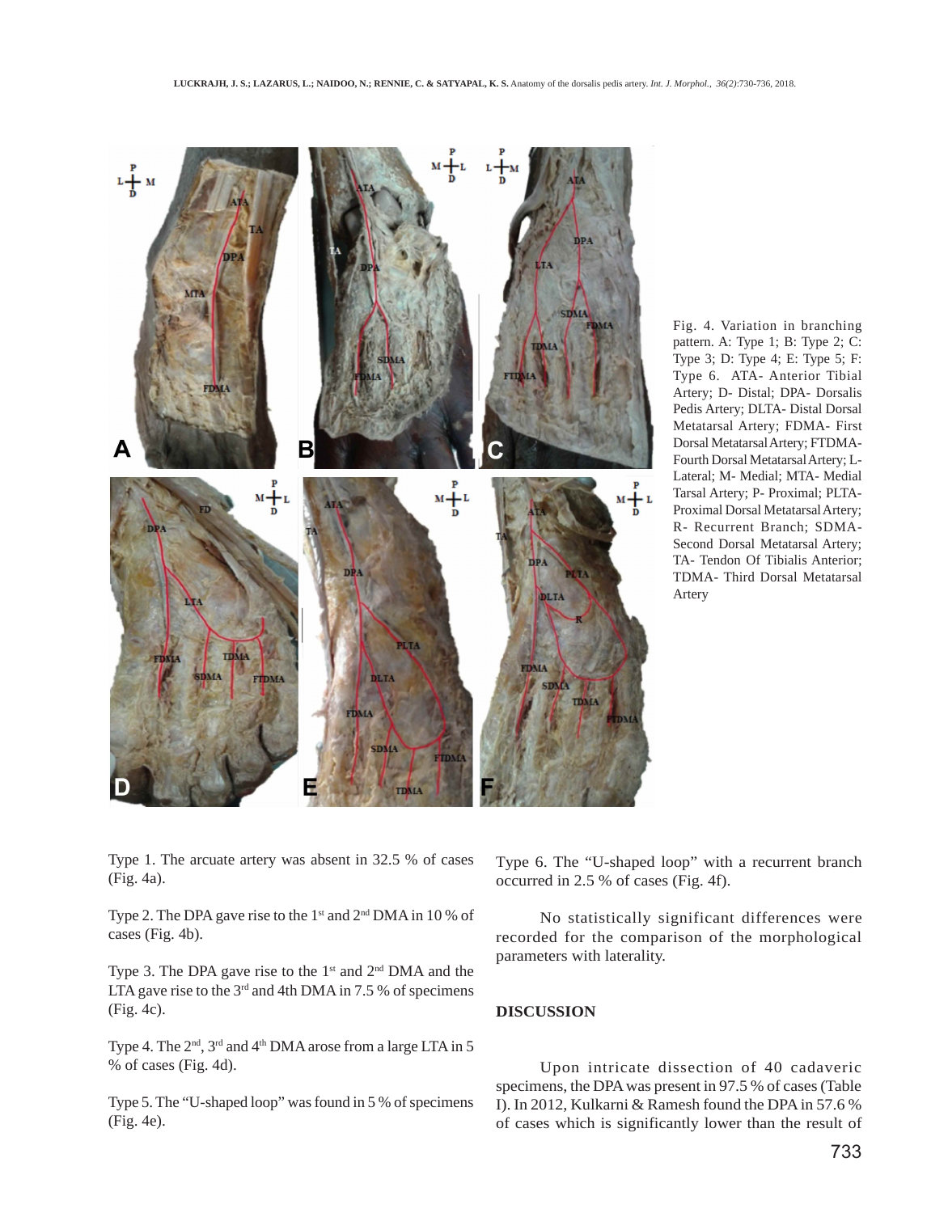Fig. 4. Variation in branching pattern. A: Type 1; B: Type 2; C: Type 3; D: Type 4; E: Type 5; F: Type 6. ATA- Anterior Tibial Artery; D- Distal; DPA- Dorsalis Pedis Artery; DLTA- Distal Dorsal Metatarsal Artery; FDMA- First Dorsal Metatarsal Artery; FTDMA- Fourth Dorsal Metatarsal Artery; L- Lateral; M- Medial; MTA- Medial Tarsal Artery; P- Proximal; PLTA- Proximal Dorsal Metatarsal Artery; R- Recurrent Branch; SDMA- Second Dorsal Metatarsal Artery; TA- Tendon Of Tibialis Anterior; TDMA- Third Dorsal Metatarsal Artery

Type 1. The arcuate artery was absent in 32.5 % of cases (Fig. 4a).

Type 2. The DPA gave rise to the 1st and 2nd DMA in 10 % of cases (Fig. 4b).

Type 3. The DPA gave rise to the 1st and 2nd DMA and the LTA gave rise to the 3rd and 4th DMA in 7.5 % of specimens (Fig. 4c).

Type 4. The 2nd, 3rd and 4th DMA arose from a large LTA in 5 % of cases (Fig. 4d).

Type 5. The "U-shaped loop" was found in 5 % of specimens (Fig. 4e).

Type 6. The "U-shaped loop" with a recurrent branch occurred in 2.5 % of cases (Fig. 4f).

No statistically significant differences were recorded for the comparison of the morphological parameters with laterality.

## DISCUSSION

Upon intricate dissection of 40 cadaveric specimens, the DPA was present in 97.5 % of cases (Table I). In 2012, Kulkarni & Ramesh found the DPA in 57.6 % of cases which is significantly lower than the result of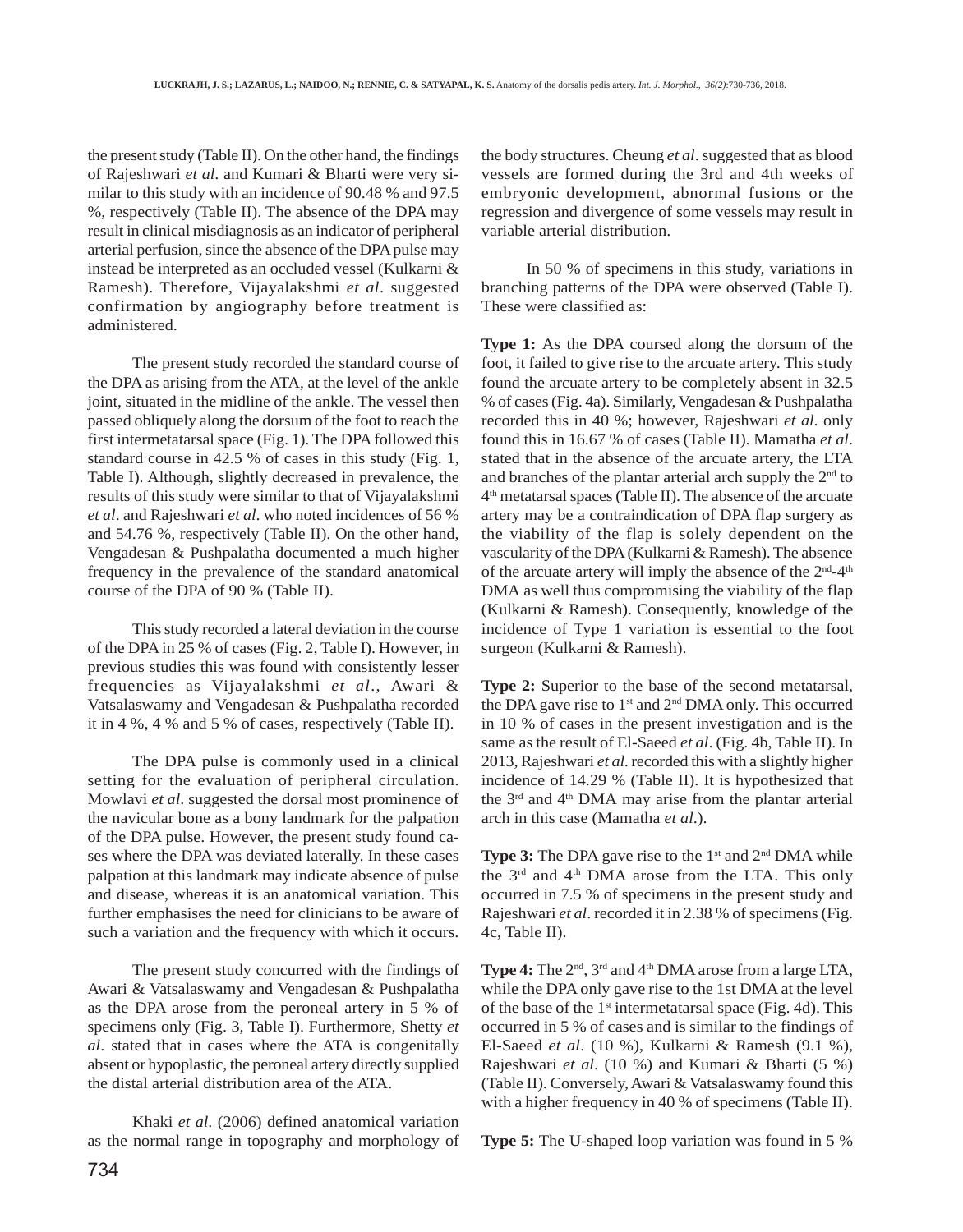the present study (Table II). On the other hand, the findings of Rajeshwari *et al*. and Kumari & Bharti were very similar to this study with an incidence of 90.48 % and 97.5 %, respectively (Table II). The absence of the DPA may result in clinical misdiagnosis as an indicator of peripheral arterial perfusion, since the absence of the DPA pulse may instead be interpreted as an occluded vessel (Kulkarni & Ramesh). Therefore, Vijayalakshmi *et al*. suggested confirmation by angiography before treatment is administered.

The present study recorded the standard course of the DPA as arising from the ATA, at the level of the ankle joint, situated in the midline of the ankle. The vessel then passed obliquely along the dorsum of the foot to reach the first intermetatarsal space (Fig. 1). The DPA followed this standard course in 42.5 % of cases in this study (Fig. 1, Table I). Although, slightly decreased in prevalence, the results of this study were similar to that of Vijayalakshmi *et al*. and Rajeshwari *et al*. who noted incidences of 56 % and 54.76 %, respectively (Table II). On the other hand, Vengadesan & Pushpalatha documented a much higher frequency in the prevalence of the standard anatomical course of the DPA of 90 % (Table II).

This study recorded a lateral deviation in the course of the DPA in 25 % of cases (Fig. 2, Table I). However, in previous studies this was found with consistently lesser frequencies as Vijayalakshmi *et al*., Awari & Vatsalaswamy and Vengadesan & Pushpalatha recorded it in 4 %, 4 % and 5 % of cases, respectively (Table II).

The DPA pulse is commonly used in a clinical setting for the evaluation of peripheral circulation. Mowlavi *et al*. suggested the dorsal most prominence of the navicular bone as a bony landmark for the palpation of the DPA pulse. However, the present study found cases where the DPA was deviated laterally. In these cases palpation at this landmark may indicate absence of pulse and disease, whereas it is an anatomical variation. This further emphasises the need for clinicians to be aware of such a variation and the frequency with which it occurs.

The present study concurred with the findings of Awari & Vatsalaswamy and Vengadesan & Pushpalatha as the DPA arose from the peroneal artery in 5 % of specimens only (Fig. 3, Table I). Furthermore, Shetty *et al*. stated that in cases where the ATA is congenitally absent or hypoplastic, the peroneal artery directly supplied the distal arterial distribution area of the ATA.

Khaki *et al*. (2006) defined anatomical variation as the normal range in topography and morphology of the body structures. Cheung *et al*. suggested that as blood vessels are formed during the 3rd and 4th weeks of embryonic development, abnormal fusions or the regression and divergence of some vessels may result in variable arterial distribution.

In 50 % of specimens in this study, variations in branching patterns of the DPA were observed (Table I). These were classified as:

**Type 1:** As the DPA coursed along the dorsum of the foot, it failed to give rise to the arcuate artery. This study found the arcuate artery to be completely absent in 32.5 % of cases (Fig. 4a). Similarly, Vengadesan & Pushpalatha recorded this in 40 %; however, Rajeshwari *et al*. only found this in 16.67 % of cases (Table II). Mamatha *et al*. stated that in the absence of the arcuate artery, the LTA and branches of the plantar arterial arch supply the 2nd to 4th metatarsal spaces (Table II). The absence of the arcuate artery may be a contraindication of DPA flap surgery as the viability of the flap is solely dependent on the vascularity of the DPA (Kulkarni & Ramesh). The absence of the arcuate artery will imply the absence of the 2nd-4th DMA as well thus compromising the viability of the flap (Kulkarni & Ramesh). Consequently, knowledge of the incidence of Type 1 variation is essential to the foot surgeon (Kulkarni & Ramesh).

**Type 2:** Superior to the base of the second metatarsal, the DPA gave rise to 1st and 2nd DMA only. This occurred in 10 % of cases in the present investigation and is the same as the result of El-Saeed *et al*. (Fig. 4b, Table II). In 2013, Rajeshwari *et al*. recorded this with a slightly higher incidence of 14.29 % (Table II). It is hypothesized that the 3rd and 4th DMA may arise from the plantar arterial arch in this case (Mamatha *et al*.).

**Type 3:** The DPA gave rise to the 1st and 2nd DMA while the 3rd and 4th DMA arose from the LTA. This only occurred in 7.5 % of specimens in the present study and Rajeshwari *et al*. recorded it in 2.38 % of specimens (Fig. 4c, Table II).

**Type 4:** The 2nd, 3rd and 4th DMA arose from a large LTA, while the DPA only gave rise to the 1st DMA at the level of the base of the 1st intermetatarsal space (Fig. 4d). This occurred in 5 % of cases and is similar to the findings of El-Saeed *et al*. (10 %), Kulkarni & Ramesh (9.1 %), Rajeshwari *et al*. (10 %) and Kumari & Bharti (5 %) (Table II). Conversely, Awari & Vatsalaswamy found this with a higher frequency in 40 % of specimens (Table II).

**Type 5:** The U-shaped loop variation was found in 5 %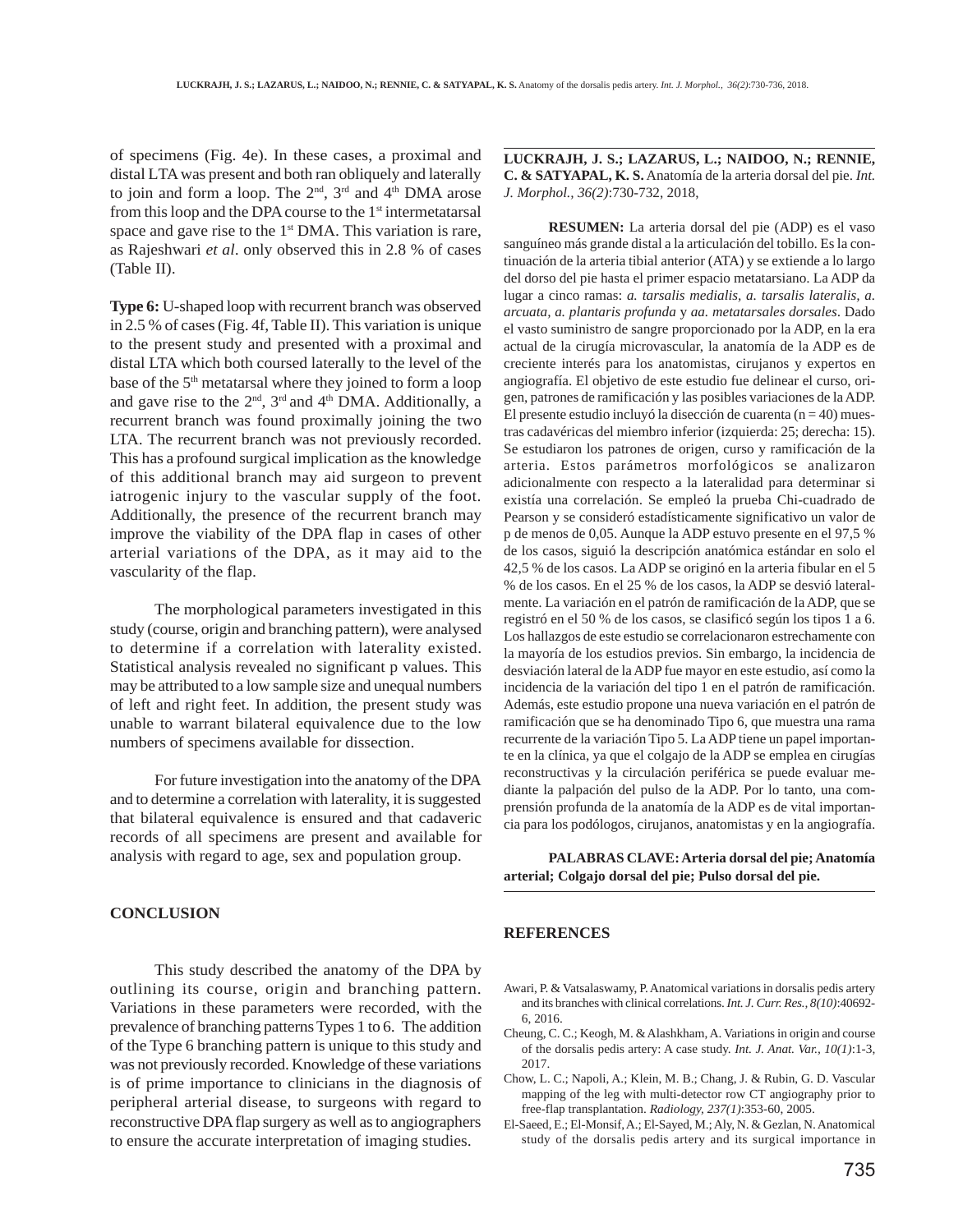of specimens (Fig. 4e). In these cases, a proximal and distal LTA was present and both ran obliquely and laterally to join and form a loop. The 2nd, 3rd and 4th DMA arose from this loop and the DPA course to the 1st intermetatarsal space and gave rise to the 1st DMA. This variation is rare, as Rajeshwari *et al*. only observed this in 2.8 % of cases (Table II).

**Type 6:** U-shaped loop with recurrent branch was observed in 2.5 % of cases (Fig. 4f, Table II). This variation is unique to the present study and presented with a proximal and distal LTA which both coursed laterally to the level of the base of the 5th metatarsal where they joined to form a loop and gave rise to the 2nd, 3rd and 4th DMA. Additionally, a recurrent branch was found proximally joining the two LTA. The recurrent branch was not previously recorded. This has a profound surgical implication as the knowledge of this additional branch may aid surgeon to prevent iatrogenic injury to the vascular supply of the foot. Additionally, the presence of the recurrent branch may improve the viability of the DPA flap in cases of other arterial variations of the DPA, as it may aid to the vascularity of the flap.

The morphological parameters investigated in this study (course, origin and branching pattern), were analysed to determine if a correlation with laterality existed. Statistical analysis revealed no significant p values. This may be attributed to a low sample size and unequal numbers of left and right feet. In addition, the present study was unable to warrant bilateral equivalence due to the low numbers of specimens available for dissection.

For future investigation into the anatomy of the DPA and to determine a correlation with laterality, it is suggested that bilateral equivalence is ensured and that cadaveric records of all specimens are present and available for analysis with regard to age, sex and population group.

## CONCLUSION

This study described the anatomy of the DPA by outlining its course, origin and branching pattern. Variations in these parameters were recorded, with the prevalence of branching patterns Types 1 to 6. The addition of the Type 6 branching pattern is unique to this study and was not previously recorded. Knowledge of these variations is of prime importance to clinicians in the diagnosis of peripheral arterial disease, to surgeons with regard to reconstructive DPA flap surgery as well as to angiographers to ensure the accurate interpretation of imaging studies.

**LUCKRAJH, J. S.; LAZARUS, L.; NAIDOO, N.; RENNIE, C. & SATYAPAL, K. S.** Anatomía de la arteria dorsal del pie. *Int. J. Morphol., 36(2)*:730-732, 2018,

**RESUMEN:** La arteria dorsal del pie (ADP) es el vaso sanguíneo más grande distal a la articulación del tobillo. Es la continuación de la arteria tibial anterior (ATA) y se extiende a lo largo del dorso del pie hasta el primer espacio metatarsiano. La ADP da lugar a cinco ramas: *a. tarsalis medialis, a. tarsalis lateralis, a. arcuata, a. plantaris profunda* y *aa. metatarsales dorsales*. Dado el vasto suministro de sangre proporcionado por la ADP, en la era actual de la cirugía microvascular, la anatomía de la ADP es de creciente interés para los anatomistas, cirujanos y expertos en angiografía. El objetivo de este estudio fue delinear el curso, origen, patrones de ramificación y las posibles variaciones de la ADP. El presente estudio incluyó la disección de cuarenta (n = 40) muestras cadavéricas del miembro inferior (izquierda: 25; derecha: 15). Se estudiaron los patrones de origen, curso y ramificación de la arteria. Estos parámetros morfológicos se analizaron adicionalmente con respecto a la lateralidad para determinar si existía una correlación. Se empleó la prueba Chi-cuadrado de Pearson y se consideró estadísticamente significativo un valor de p de menos de 0,05. Aunque la ADP estuvo presente en el 97,5 % de los casos, siguió la descripción anatómica estándar en solo el 42,5 % de los casos. La ADP se originó en la arteria fibular en el 5 % de los casos. En el 25 % de los casos, la ADP se desvió lateralmente. La variación en el patrón de ramificación de la ADP, que se registró en el 50 % de los casos, se clasificó según los tipos 1 a 6. Los hallazgos de este estudio se correlacionaron estrechamente con la mayoría de los estudios previos. Sin embargo, la incidencia de desviación lateral de la ADP fue mayor en este estudio, así como la incidencia de la variación del tipo 1 en el patrón de ramificación. Además, este estudio propone una nueva variación en el patrón de ramificación que se ha denominado Tipo 6, que muestra una rama recurrente de la variación Tipo 5. La ADP tiene un papel importante en la clínica, ya que el colgajo de la ADP se emplea en cirugías reconstructivas y la circulación periférica se puede evaluar mediante la palpación del pulso de la ADP. Por lo tanto, una comprensión profunda de la anatomía de la ADP es de vital importancia para los podólogos, cirujanos, anatomistas y en la angiografía.

**PALABRAS CLAVE: Arteria dorsal del pie; Anatomía arterial; Colgajo dorsal del pie; Pulso dorsal del pie.**

## REFERENCES

Awari, P. & Vatsalaswamy, P. Anatomical variations in dorsalis pedis artery and its branches with clinical correlations. *Int. J. Curr. Res., 8(10)*:40692-6, 2016.

Cheung, C. C.; Keogh, M. & Alashkham, A. Variations in origin and course of the dorsalis pedis artery: A case study. *Int. J. Anat. Var., 10(1)*:1-3, 2017.

Chow, L. C.; Napoli, A.; Klein, M. B.; Chang, J. & Rubin, G. D. Vascular mapping of the leg with multi-detector row CT angiography prior to free-flap transplantation. *Radiology, 237(1)*:353-60, 2005.

El-Saeed, E.; El-Monsif, A.; El-Sayed, M.; Aly, N. & Gezlan, N. Anatomical study of the dorsalis pedis artery and its surgical importance in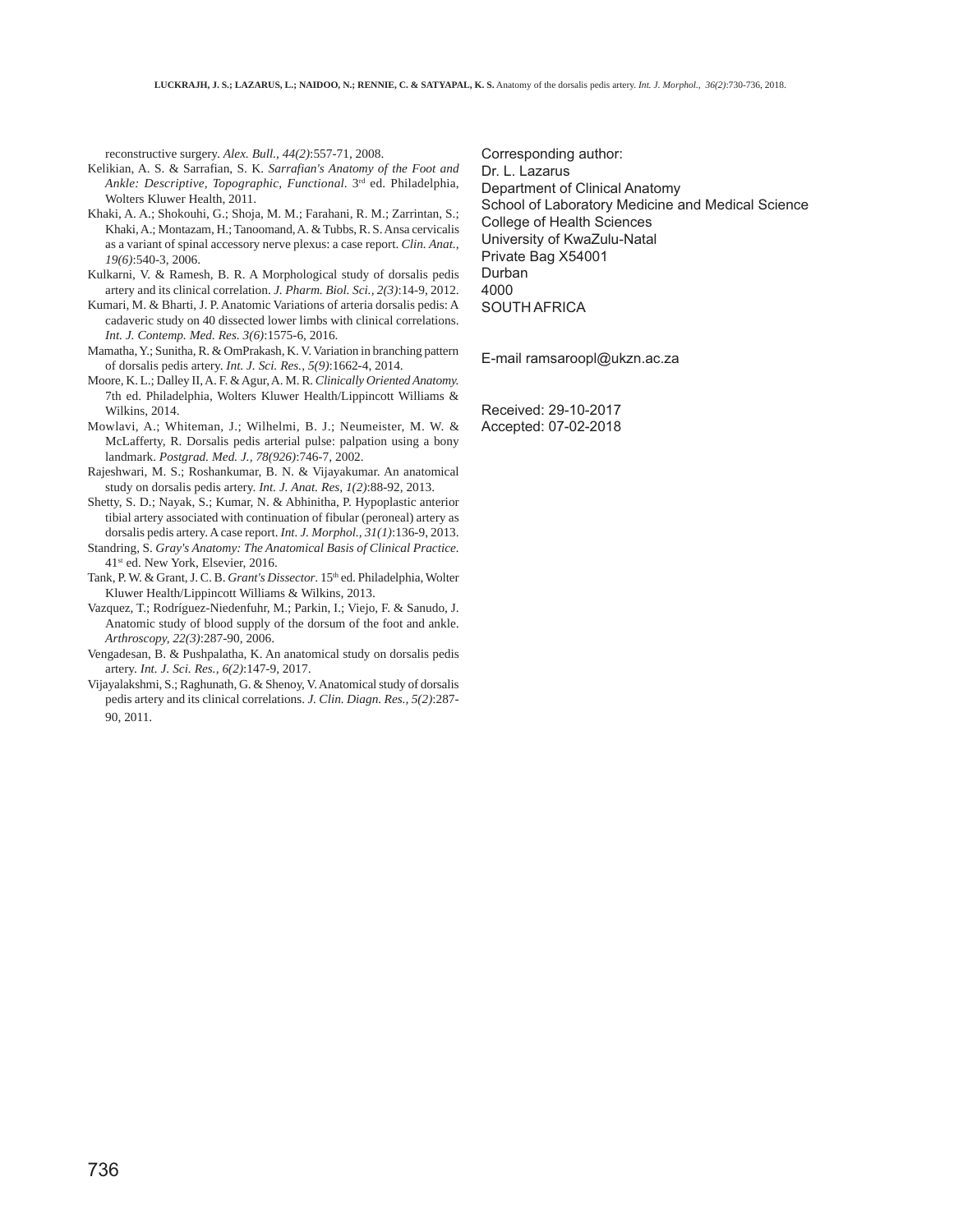reconstructive surgery. *Alex. Bull., 44(2)*:557-71, 2008.

Kelikian, A. S. & Sarrafian, S. K. *Sarrafian's Anatomy of the Foot and Ankle: Descriptive, Topographic, Functional*. 3rd ed. Philadelphia, Wolters Kluwer Health, 2011.

Khaki, A. A.; Shokouhi, G.; Shoja, M. M.; Farahani, R. M.; Zarrintan, S.; Khaki, A.; Montazam, H.; Tanoomand, A. & Tubbs, R. S. Ansa cervicalis as a variant of spinal accessory nerve plexus: a case report. *Clin. Anat., 19(6)*:540-3, 2006.

Kulkarni, V. & Ramesh, B. R. A Morphological study of dorsalis pedis artery and its clinical correlation. *J. Pharm. Biol. Sci., 2(3)*:14-9, 2012.

Kumari, M. & Bharti, J. P. Anatomic Variations of arteria dorsalis pedis: A cadaveric study on 40 dissected lower limbs with clinical correlations. *Int. J. Contemp. Med. Res. 3(6)*:1575-6, 2016.

Mamatha, Y.; Sunitha, R. & OmPrakash, K. V. Variation in branching pattern of dorsalis pedis artery. *Int. J. Sci. Res., 5(9)*:1662-4, 2014.

Moore, K. L.; Dalley II, A. F. & Agur, A. M. R. *Clinically Oriented Anatomy.* 7th ed. Philadelphia, Wolters Kluwer Health/Lippincott Williams & Wilkins, 2014.

Mowlavi, A.; Whiteman, J.; Wilhelmi, B. J.; Neumeister, M. W. & McLafferty, R. Dorsalis pedis arterial pulse: palpation using a bony landmark. *Postgrad. Med. J., 78(926)*:746-7, 2002.

Rajeshwari, M. S.; Roshankumar, B. N. & Vijayakumar. An anatomical study on dorsalis pedis artery. *Int. J. Anat. Res, 1(2)*:88-92, 2013.

Shetty, S. D.; Nayak, S.; Kumar, N. & Abhinitha, P. Hypoplastic anterior tibial artery associated with continuation of fibular (peroneal) artery as dorsalis pedis artery. A case report. *Int. J. Morphol., 31(1)*:136-9, 2013.

Standring, S. *Gray's Anatomy: The Anatomical Basis of Clinical Practice.* 41st ed. New York, Elsevier, 2016.

Tank, P. W. & Grant, J. C. B. *Grant's Dissector*. 15th ed. Philadelphia, Wolter Kluwer Health/Lippincott Williams & Wilkins, 2013.

Vazquez, T.; Rodríguez-Niedenfuhr, M.; Parkin, I.; Viejo, F. & Sanudo, J. Anatomic study of blood supply of the dorsum of the foot and ankle. *Arthroscopy, 22(3)*:287-90, 2006.

Vengadesan, B. & Pushpalatha, K. An anatomical study on dorsalis pedis artery. *Int. J. Sci. Res., 6(2)*:147-9, 2017.

Vijayalakshmi, S.; Raghunath, G. & Shenoy, V. Anatomical study of dorsalis pedis artery and its clinical correlations. *J. Clin. Diagn. Res., 5(2)*:287-90, 2011.

Corresponding author:
Dr. L. Lazarus
Department of Clinical Anatomy
School of Laboratory Medicine and Medical Science
College of Health Sciences
University of KwaZulu-Natal
Private Bag X54001
Durban
4000
SOUTH AFRICA

E-mail ramsaroopl@ukzn.ac.za

Received: 29-10-2017
Accepted: 07-02-2018